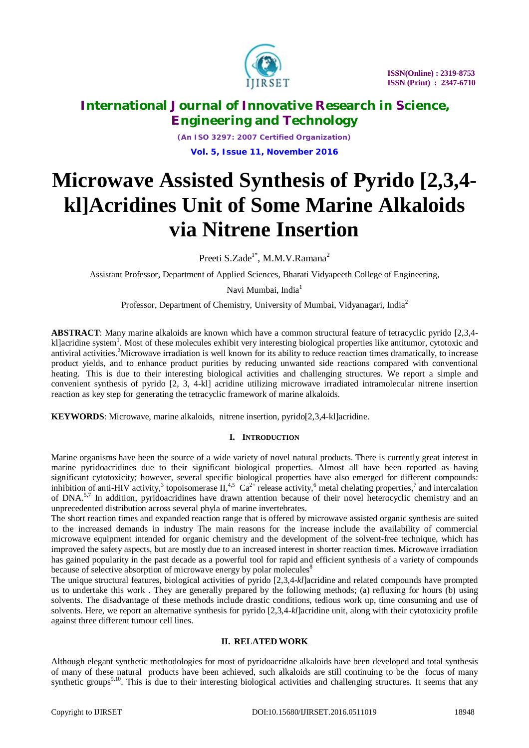# Microwave Assisted Synthesis of Pyrido [2,3,4-kl]Acridines Unit of Some Marine Alkaloids via Nitrene Insertion

Preeti S.Zade[1*], M.M.V.Ramana[2]

Assistant Professor, Department of Applied Sciences, Bharati Vidyapeeth College of Engineering, Navi Mumbai, India[1]

Professor, Department of Chemistry, University of Mumbai, Vidyanagari, India[2]

**ABSTRACT**: Many marine alkaloids are known which have a common structural feature of tetracyclic pyrido [2,3,4-kl]acridine system[1]. Most of these molecules exhibit very interesting biological properties like antitumor, cytotoxic and antiviral activities.[2]Microwave irradiation is well known for its ability to reduce reaction times dramatically, to increase product yields, and to enhance product purities by reducing unwanted side reactions compared with conventional heating. This is due to their interesting biological activities and challenging structures. We report a simple and convenient synthesis of pyrido [2, 3, 4-kl] acridine utilizing microwave irradiated intramolecular nitrene insertion reaction as key step for generating the tetracyclic framework of marine alkaloids.

**KEYWORDS**: Microwave, marine alkaloids, nitrene insertion, pyrido[2,3,4-kl]acridine.

## I. Introduction

Marine organisms have been the source of a wide variety of novel natural products. There is currently great interest in marine pyridoacridines due to their significant biological properties. Almost all have been reported as having significant cytotoxicity; however, several specific biological properties have also emerged for different compounds: inhibition of anti-HIV activity,[3] topoisomerase II,[4,5] $Ca^{2+}$ release activity,[6] metal chelating properties,[7] and intercalation of DNA.[5,7] In addition, pyridoacridines have drawn attention because of their novel heterocyclic chemistry and an unprecedented distribution across several phyla of marine invertebrates.

The short reaction times and expanded reaction range that is offered by microwave assisted organic synthesis are suited to the increased demands in industry The main reasons for the increase include the availability of commercial microwave equipment intended for organic chemistry and the development of the solvent-free technique, which has improved the safety aspects, but are mostly due to an increased interest in shorter reaction times. Microwave irradiation has gained popularity in the past decade as a powerful tool for rapid and efficient synthesis of a variety of compounds because of selective absorption of microwave energy by polar molecules[8]

The unique structural features, biological activities of pyrido [2,3,4-*kl*]acridine and related compounds have prompted us to undertake this work . They are generally prepared by the following methods; (a) refluxing for hours (b) using solvents. The disadvantage of these methods include drastic conditions, tedious work up, time consuming and use of solvents. Here, we report an alternative synthesis for pyrido [2,3,4-*kl*]acridine unit, along with their cytotoxicity profile against three different tumour cell lines.

## II. RELATED WORK

Although elegant synthetic methodologies for most of pyridoacridne alkaloids have been developed and total synthesis of many of these natural products have been achieved, such alkaloids are still continuing to be the focus of many synthetic groups[9,10]. This is due to their interesting biological activities and challenging structures. It seems that any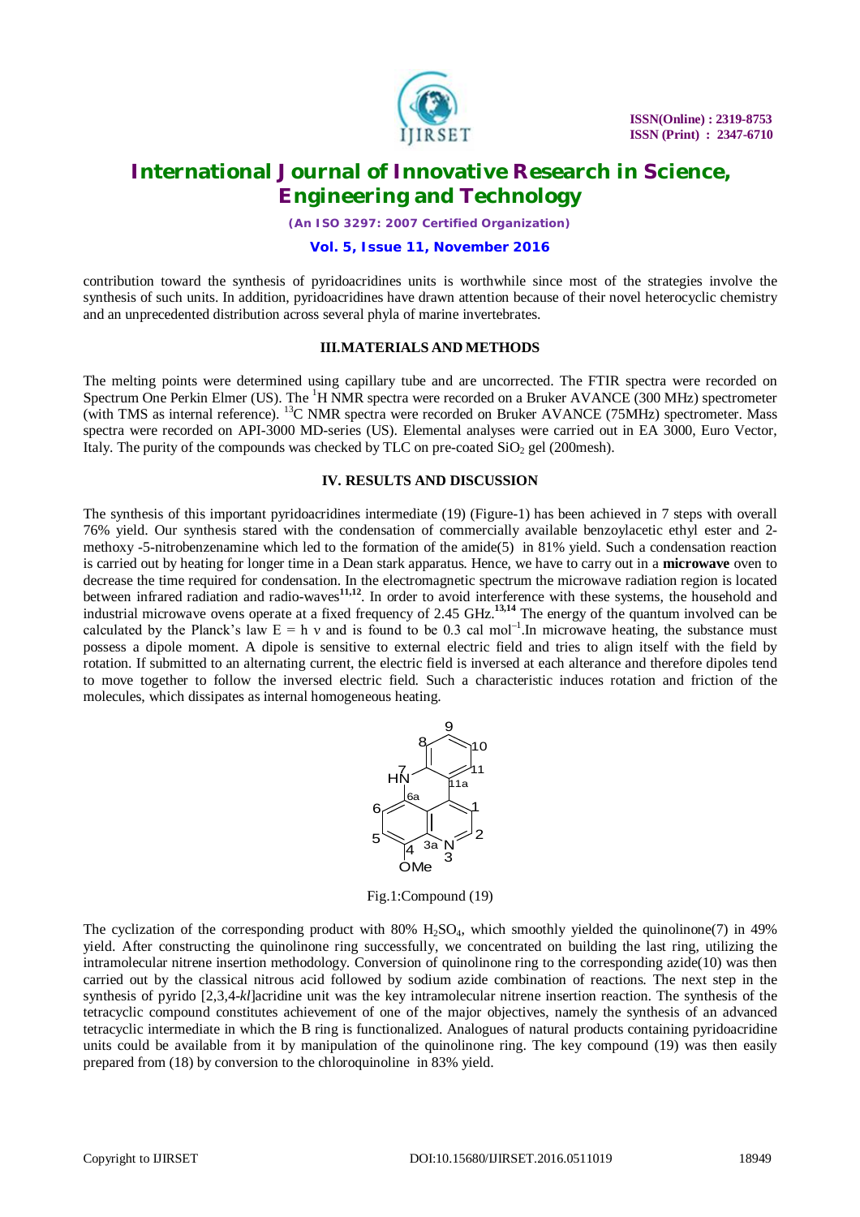contribution toward the synthesis of pyridoacridines units is worthwhile since most of the strategies involve the synthesis of such units. In addition, pyridoacridines have drawn attention because of their novel heterocyclic chemistry and an unprecedented distribution across several phyla of marine invertebrates.

## III.MATERIALS AND METHODS

The melting points were determined using capillary tube and are uncorrected. The FTIR spectra were recorded on Spectrum One Perkin Elmer (US). The $^{1}$H NMR spectra were recorded on a Bruker AVANCE (300 MHz) spectrometer (with TMS as internal reference). $^{13}$C NMR spectra were recorded on Bruker AVANCE (75MHz) spectrometer. Mass spectra were recorded on API-3000 MD-series (US). Elemental analyses were carried out in EA 3000, Euro Vector, Italy. The purity of the compounds was checked by TLC on pre-coated $SiO_2$ gel (200mesh).

## IV. RESULTS AND DISCUSSION

The synthesis of this important pyridoacridines intermediate (19) (Figure-1) has been achieved in 7 steps with overall 76% yield. Our synthesis stared with the condensation of commercially available benzoylacetic ethyl ester and 2-methoxy -5-nitrobenzenamine which led to the formation of the amide(5) in 81% yield. Such a condensation reaction is carried out by heating for longer time in a Dean stark apparatus. Hence, we have to carry out in a **microwave** oven to decrease the time required for condensation. In the electromagnetic spectrum the microwave radiation region is located between infrared radiation and radio-waves[11,12]. In order to avoid interference with these systems, the household and industrial microwave ovens operate at a fixed frequency of 2.45 GHz.[13,14] The energy of the quantum involved can be calculated by the Planck's law $E = h\ \nu$ and is found to be 0.3 cal mol$^{-1}$.In microwave heating, the substance must possess a dipole moment. A dipole is sensitive to external electric field and tries to align itself with the field by rotation. If submitted to an alternating current, the electric field is inversed at each alterance and therefore dipoles tend to move together to follow the inversed electric field. Such a characteristic induces rotation and friction of the molecules, which dissipates as internal homogeneous heating.

Fig.1:Compound (19)

The cyclization of the corresponding product with 80% $H_2SO_4$, which smoothly yielded the quinolinone(7) in 49% yield. After constructing the quinolinone ring successfully, we concentrated on building the last ring, utilizing the intramolecular nitrene insertion methodology. Conversion of quinolinone ring to the corresponding azide(10) was then carried out by the classical nitrous acid followed by sodium azide combination of reactions. The next step in the synthesis of pyrido [2,3,4-*kl*]acridine unit was the key intramolecular nitrene insertion reaction. The synthesis of the tetracyclic compound constitutes achievement of one of the major objectives, namely the synthesis of an advanced tetracyclic intermediate in which the B ring is functionalized. Analogues of natural products containing pyridoacridine units could be available from it by manipulation of the quinolinone ring. The key compound (19) was then easily prepared from (18) by conversion to the chloroquinoline in 83% yield.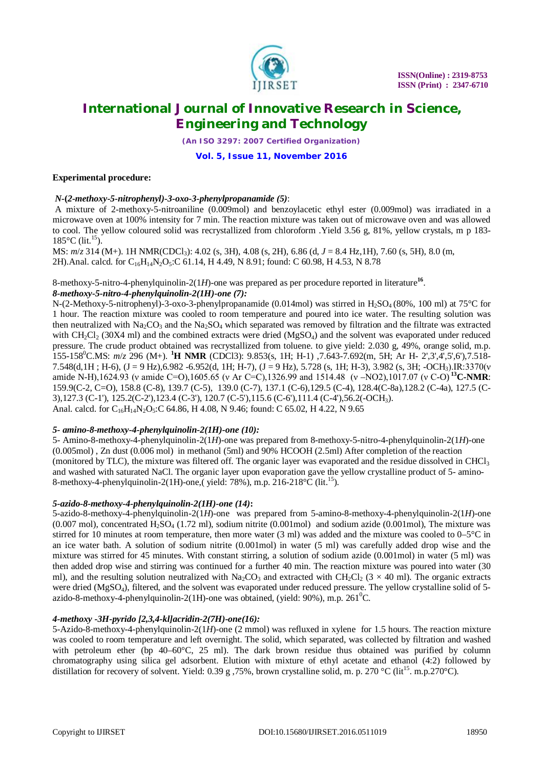**Experimental procedure:**

***N-(2-methoxy-5-nitrophenyl)-3-oxo-3-phenylpropanamide (5)***:

A mixture of 2-methoxy-5-nitroaniline (0.009mol) and benzoylacetic ethyl ester (0.009mol) was irradiated in a microwave oven at 100% intensity for 7 min. The reaction mixture was taken out of microwave oven and was allowed to cool. The yellow coloured solid was recrystallized from chloroform .Yield 3.56 g, 81%, yellow crystals, m p 183-185°C (lit.[15]).

MS: *m/z* 314 (M+). 1H NMR($CDCl_3$): 4.02 (s, 3H), 4.08 (s, 2H), 6.86 (d, *J* = 8.4 Hz,1H), 7.60 (s, 5H), 8.0 (m, 2H).Anal. calcd. for $C_{16}H_{14}N_2O_5$:C 61.14, H 4.49, N 8.91; found: C 60.98, H 4.53, N 8.78

8-methoxy-5-nitro-4-phenylquinolin-2(1*H*)-one was prepared as per procedure reported in literature[16].

***8-methoxy-5-nitro-4-phenylquinolin-2(1H)-one (7):***

N-(2-Methoxy-5-nitrophenyl)-3-oxo-3-phenylpropanamide (0.014mol) was stirred in $H_2SO_4$ (80%, 100 ml) at 75°C for 1 hour. The reaction mixture was cooled to room temperature and poured into ice water. The resulting solution was then neutralized with $Na_2CO_3$ and the $Na_2SO_4$ which separated was removed by filtration and the filtrate was extracted with $CH_2Cl_2$ (30X4 ml) and the combined extracts were dried ($MgSO_4$) and the solvent was evaporated under reduced pressure. The crude product obtained was recrystallized from toluene. to give yield: 2.030 g, 49%, orange solid, m.p. 155-158$^0$C.MS: *m/z* 296 (M+). **$^1$H NMR** (CDCl3): 9.853(s, 1H; H-1) ,7.643-7.692(m, 5H; Ar H- 2',3',4',5',6'),7.518-7.548(d,1H ; H-6), (J = 9 Hz),6.982 -6.952(d, 1H; H-7), (J = 9 Hz), 5.728 (s, 1H; H-3), 3.982 (s, 3H; -$OCH_3$).IR:3370(ν amide N-H),1624.93 (ν amide C=O),1605.65 (ν Ar C=C),1326.99 and 1514.48 (ν –NO2),1017.07 (ν C-O) **$^{13}$C-NMR**: 159.9(C-2, C=O), 158.8 (C-8), 139.7 (C-5), 139.0 (C-7), 137.1 (C-6),129.5 (C-4), 128.4(C-8a),128.2 (C-4a), 127.5 (C-3),127.3 (C-1'), 125.2(C-2'),123.4 (C-3'), 120.7 (C-5'),115.6 (C-6'),111.4 (C-4'),56.2(-$OCH_3$).

Anal. calcd. for $C_{16}H_{14}N_2O_5$:C 64.86, H 4.08, N 9.46; found: C 65.02, H 4.22, N 9.65

***5- amino-8-methoxy-4-phenylquinolin-2(1H)-one (10):***

5- Amino-8-methoxy-4-phenylquinolin-2(1*H*)-one was prepared from 8-methoxy-5-nitro-4-phenylquinolin-2(1*H*)-one (0.005mol) , Zn dust (0.006 mol) in methanol (5ml) and 90% HCOOH (2.5ml) After completion of the reaction (monitored by TLC), the mixture was filtered off. The organic layer was evaporated and the residue dissolved in $CHCl_3$ and washed with saturated NaCl. The organic layer upon evaporation gave the yellow crystalline product of 5- amino-8-methoxy-4-phenylquinolin-2(1H)-one,( yield: 78%), m.p. 216-218°C (lit.[15]).

***5-azido-8-methoxy-4-phenylquinolin-2(1H)-one (14)*:**

5-azido-8-methoxy-4-phenylquinolin-2(1*H*)-one was prepared from 5-amino-8-methoxy-4-phenylquinolin-2(1*H*)-one (0.007 mol), concentrated $H_2SO_4$ (1.72 ml), sodium nitrite (0.001mol) and sodium azide (0.001mol), The mixture was stirred for 10 minutes at room temperature, then more water (3 ml) was added and the mixture was cooled to 0–5°C in an ice water bath. A solution of sodium nitrite (0.001mol) in water (5 ml) was carefully added drop wise and the mixture was stirred for 45 minutes. With constant stirring, a solution of sodium azide (0.001mol) in water (5 ml) was then added drop wise and stirring was continued for a further 40 min. The reaction mixture was poured into water (30 ml), and the resulting solution neutralized with $Na_2CO_3$ and extracted with $CH_2Cl_2$ (3 × 40 ml). The organic extracts were dried ($MgSO_4$), filtered, and the solvent was evaporated under reduced pressure. The yellow crystalline solid of 5-azido-8-methoxy-4-phenylquinolin-2(1H)-one was obtained, (yield: 90%), m.p. 261$^0$C.

***4-methoxy -3H-pyrido [2,3,4-kl]acridin-2(7H)-one(16):***

5-Azido-8-methoxy-4-phenylquinolin-2(1*H*)-one (2 mmol) was refluxed in xylene for 1.5 hours. The reaction mixture was cooled to room temperature and left overnight. The solid, which separated, was collected by filtration and washed with petroleum ether (bp 40–60°C, 25 ml). The dark brown residue thus obtained was purified by column chromatography using silica gel adsorbent. Elution with mixture of ethyl acetate and ethanol (4:2) followed by distillation for recovery of solvent. Yield: 0.39 g ,75%, brown crystalline solid, m. p. 270 °C (lit[15]. m.p.270°C).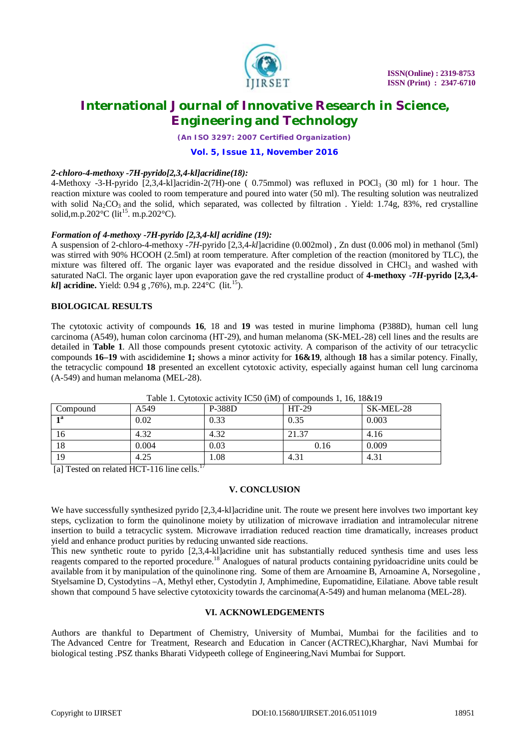***2-chloro-4-methoxy -7H-pyrido[2,3,4-kl]acridine(18):***

4-Methoxy -3-H-pyrido [2,3,4-kl]acridin-2(7H)-one ( 0.75mmol) was refluxed in $POCl_3$ (30 ml) for 1 hour. The reaction mixture was cooled to room temperature and poured into water (50 ml). The resulting solution was neutralized with solid $Na_2CO_3$ and the solid, which separated, was collected by filtration . Yield: 1.74g, 83%, red crystalline solid,m.p.202°C (lit[15]. m.p.202°C).

***Formation of 4-methoxy -7H-pyrido [2,3,4-kl] acridine (19):***

A suspension of 2-chloro-4-methoxy -*7H*-pyrido [2,3,4-*kl*]acridine (0.002mol) , Zn dust (0.006 mol) in methanol (5ml) was stirred with 90% HCOOH (2.5ml) at room temperature. After completion of the reaction (monitored by TLC), the mixture was filtered off. The organic layer was evaporated and the residue dissolved in $CHCl_3$ and washed with saturated NaCl. The organic layer upon evaporation gave the red crystalline product of **4-methoxy -7*H*-pyrido [2,3,4-*kl*] acridine.** Yield: 0.94 g ,76%), m.p. 224°C (lit.[15]).

**BIOLOGICAL RESULTS**

The cytotoxic activity of compounds **16**, 18 and **19** was tested in murine limphoma (P388D), human cell lung carcinoma (A549), human colon carcinoma (HT-29), and human melanoma (SK-MEL-28) cell lines and the results are detailed in **Table 1**. All those compounds present cytotoxic activity. A comparison of the activity of our tetracyclic compounds **16–19** with ascididemine **1;** shows a minor activity for **16&19**, although **18** has a similar potency. Finally, the tetracyclic compound **18** presented an excellent cytotoxic activity, especially against human cell lung carcinoma (A-549) and human melanoma (MEL-28).

Table 1. Cytotoxic activity IC50 (ìM) of compounds 1, 16, 18&19

| Compound | A549 | P-388D | HT-29 | SK-MEL-28 |
|---|---|---|---|---|
| 1[a] | 0.02 | 0.33 | 0.35 | 0.003 |
| 16 | 4.32 | 4.32 | 21.37 | 4.16 |
| 18 | 0.004 | 0.03 | 0.16 | 0.009 |
| 19 | 4.25 | 1.08 | 4.31 | 4.31 |

[a] Tested on related HCT-116 line cells.[17]

**V. CONCLUSION**

We have successfully synthesized pyrido [2,3,4-kl]acridine unit. The route we present here involves two important key steps, cyclization to form the quinolinone moiety by utilization of microwave irradiation and intramolecular nitrene insertion to build a tetracyclic system. Microwave irradiation reduced reaction time dramatically, increases product yield and enhance product purities by reducing unwanted side reactions.

This new synthetic route to pyrido [2,3,4-kl]acridine unit has substantially reduced synthesis time and uses less reagents compared to the reported procedure.[18] Analogues of natural products containing pyridoacridine units could be available from it by manipulation of the quinolinone ring. Some of them are Arnoamine B, Arnoamine A, Norsegoline , Styelsamine D, Cystodytins –A, Methyl ether, Cystodytin J, Amphimedine, Eupomatidine, Eilatiane. Above table result shown that compound 5 have selective cytotoxicity towards the carcinoma(A-549) and human melanoma (MEL-28).

**VI. ACKNOWLEDGEMENTS**

Authors are thankful to Department of Chemistry, University of Mumbai, Mumbai for the facilities and to The Advanced Centre for Treatment, Research and Education in Cancer (ACTREC),Kharghar, Navi Mumbai for biological testing .PSZ thanks Bharati Vidypeeth college of Engineering,Navi Mumbai for Support.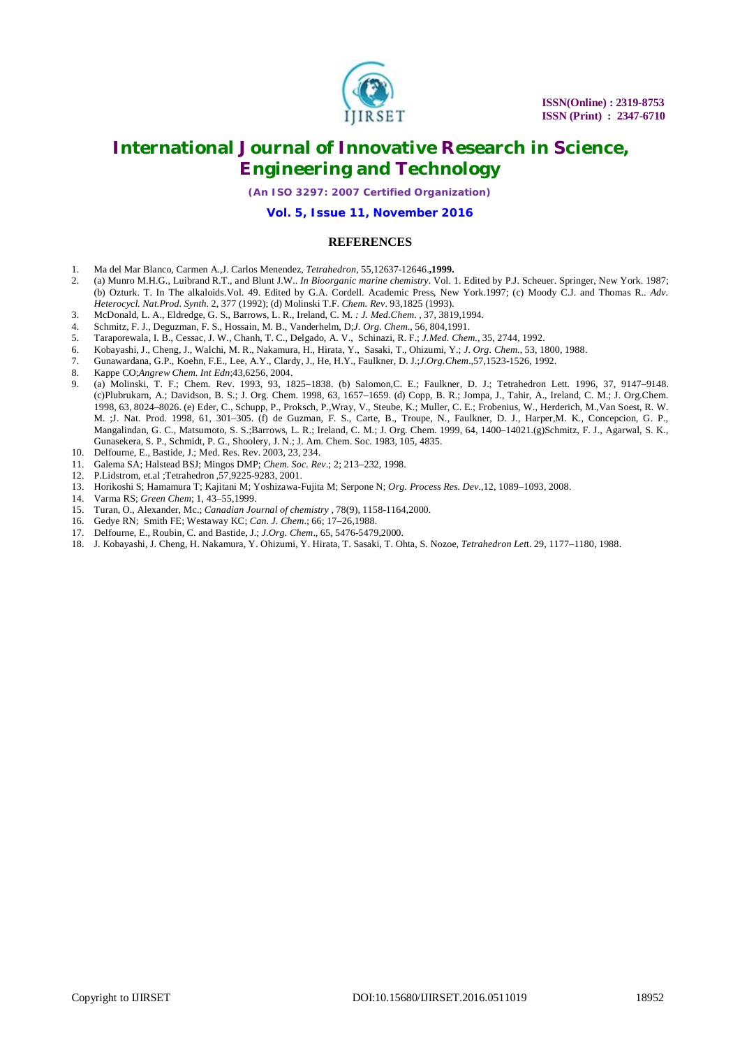## REFERENCES

1. Ma del Mar Blanco, Carmen A.,J. Carlos Menendez, *Tetrahedron*, 55,12637-12646.,**1999.**
2. (a) Munro M.H.G., Luibrand R.T., and Blunt J.W.. *In Bioorganic marine chemistry*. Vol. 1. Edited by P.J. Scheuer. Springer, New York. 1987; (b) Ozturk. T. In The alkaloids.Vol. 49. Edited by G.A. Cordell. Academic Press, New York.1997; (c) Moody C.J. and Thomas R.. *Adv. Heterocycl. Nat.Prod. Synth*. 2, 377 (1992); (d) Molinski T.F. *Chem. Rev*. 93,1825 (1993).
3. McDonald, L. A., Eldredge, G. S., Barrows, L. R., Ireland, C. M. *: J. Med.Chem.* , 37, 3819,1994.
4. Schmitz, F. J., Deguzman, F. S., Hossain, M. B., Vanderhelm, D;*J. Org. Chem*., 56, 804,1991.
5. Taraporewala, I. B., Cessac, J. W., Chanh, T. C., Delgado, A. V., Schinazi, R. F.; *J.Med. Chem*., 35, 2744, 1992.
6. Kobayashi, J., Cheng, J., Walchi, M. R., Nakamura, H., Hirata, Y., Sasaki, T., Ohizumi, Y.; *J. Org. Chem*., 53, 1800, 1988.
7. Gunawardana, G.P., Koehn, F.E., Lee, A.Y., Clardy, J., He, H.Y., Faulkner, D. J.;*J.Org.Chem*.,57,1523-1526, 1992.
8. Kappe CO;*Angrew Chem. Int Edn*;43,6256, 2004.
9. (a) Molinski, T. F.; Chem. Rev. 1993, 93, 1825–1838. (b) Salomon,C. E.; Faulkner, D. J.; Tetrahedron Lett. 1996, 37, 9147–9148. (c)Plubrukarn, A.; Davidson, B. S.; J. Org. Chem. 1998, 63, 1657–1659. (d) Copp, B. R.; Jompa, J., Tahir, A., Ireland, C. M.; J. Org.Chem. 1998, 63, 8024–8026. (e) Eder, C., Schupp, P., Proksch, P.,Wray, V., Steube, K.; Muller, C. E.; Frobenius, W., Herderich, M.,Van Soest, R. W. M. ;J. Nat. Prod. 1998, 61, 301–305. (f) de Guzman, F. S., Carte, B., Troupe, N., Faulkner, D. J., Harper,M. K., Concepcion, G. P., Mangalindan, G. C., Matsumoto, S. S.;Barrows, L. R.; Ireland, C. M.; J. Org. Chem. 1999, 64, 1400–14021.(g)Schmitz, F. J., Agarwal, S. K., Gunasekera, S. P., Schmidt, P. G., Shoolery, J. N.; J. Am. Chem. Soc. 1983, 105, 4835.
10. Delfourne, E., Bastide, J.; Med. Res. Rev. 2003, 23, 234.
11. Galema SA; Halstead BSJ; Mingos DMP; *Chem. Soc. Rev*.; 2; 213–232, 1998.
12. P.Lidstrom, et.al ;Tetrahedron ,57,9225-9283, 2001.
13. Horikoshi S; Hamamura T; Kajitani M; Yoshizawa-Fujita M; Serpone N; *Org. Process Res. Dev*.,12, 1089–1093, 2008.
14. Varma RS; *Green Chem*; 1, 43–55,1999.
15. Turan, O., Alexander, Mc.; *Canadian Journal of chemistry* , 78(9), 1158-1164,2000.
16. Gedye RN; Smith FE; Westaway KC; *Can. J. Chem*.; 66; 17–26,1988.
17. Delfourne, E., Roubin, C. and Bastide, J.; *J.Org. Chem*., 65, 5476-5479,2000.
18. J. Kobayashi, J. Cheng, H. Nakamura, Y. Ohizumi, Y. Hirata, T. Sasaki, T. Ohta, S. Nozoe, *Tetrahedron Let*t. 29, 1177–1180, 1988.